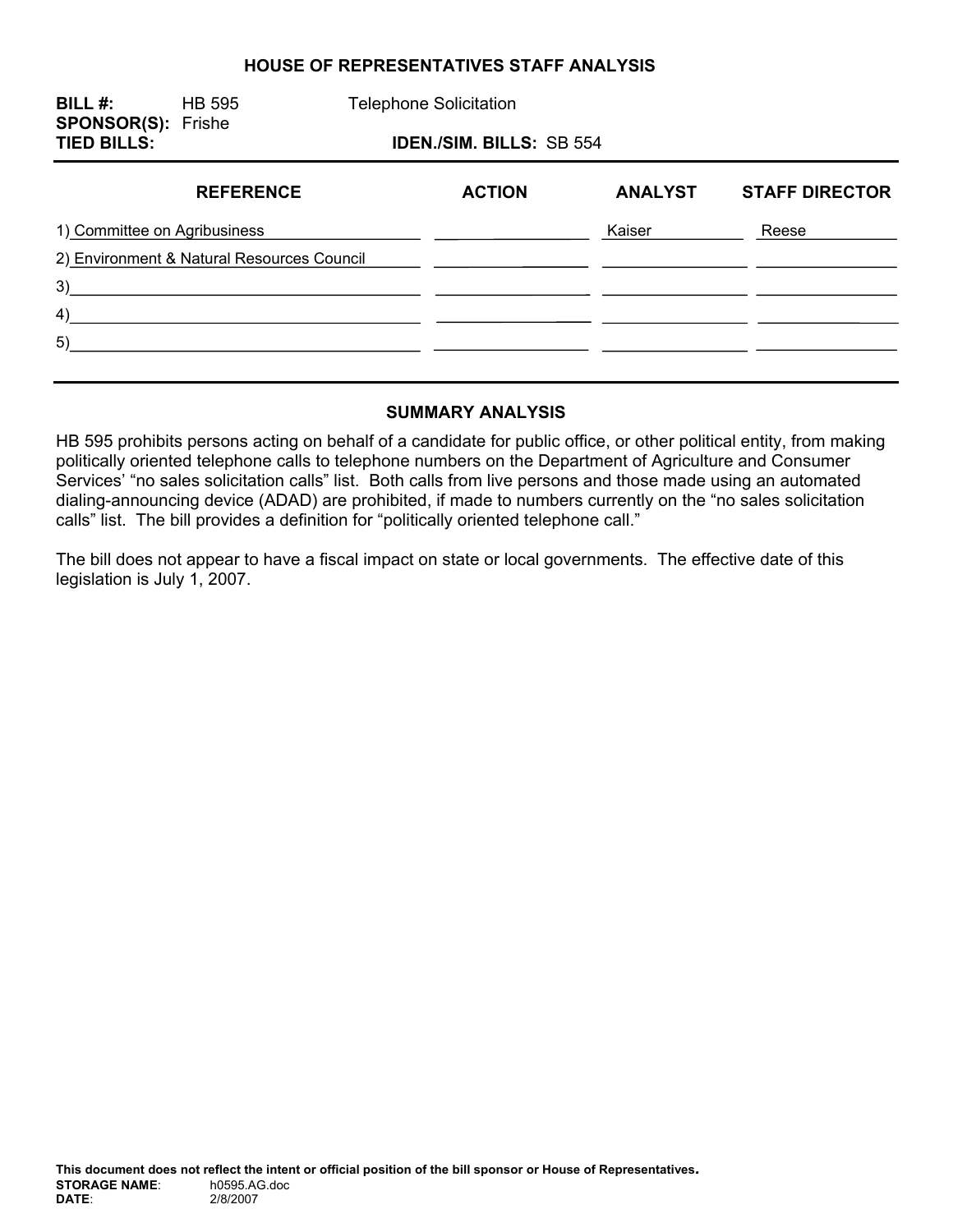# HOUSE OF REPRESENTATIVES STAFF ANALYSIS

**BILL #:** HB 595 Telephone Solicitation

**SPONSOR(S):** Frishe

**TIED BILLS:** **IDEN./SIM. BILLS:** SB 554

| REFERENCE | ACTION | ANALYST | STAFF DIRECTOR |
|---|---|---|---|
| 1) Committee on Agribusiness | | Kaiser | Reese |
| 2) Environment & Natural Resources Council | | | |
| 3) | | | |
| 4) | | | |
| 5) | | | |

## SUMMARY ANALYSIS

HB 595 prohibits persons acting on behalf of a candidate for public office, or other political entity, from making politically oriented telephone calls to telephone numbers on the Department of Agriculture and Consumer Services' "no sales solicitation calls" list. Both calls from live persons and those made using an automated dialing-announcing device (ADAD) are prohibited, if made to numbers currently on the "no sales solicitation calls" list. The bill provides a definition for "politically oriented telephone call."

The bill does not appear to have a fiscal impact on state or local governments. The effective date of this legislation is July 1, 2007.

**This document does not reflect the intent or official position of the bill sponsor or House of Representatives.**

**STORAGE NAME**: h0595.AG.doc

**DATE**: 2/8/2007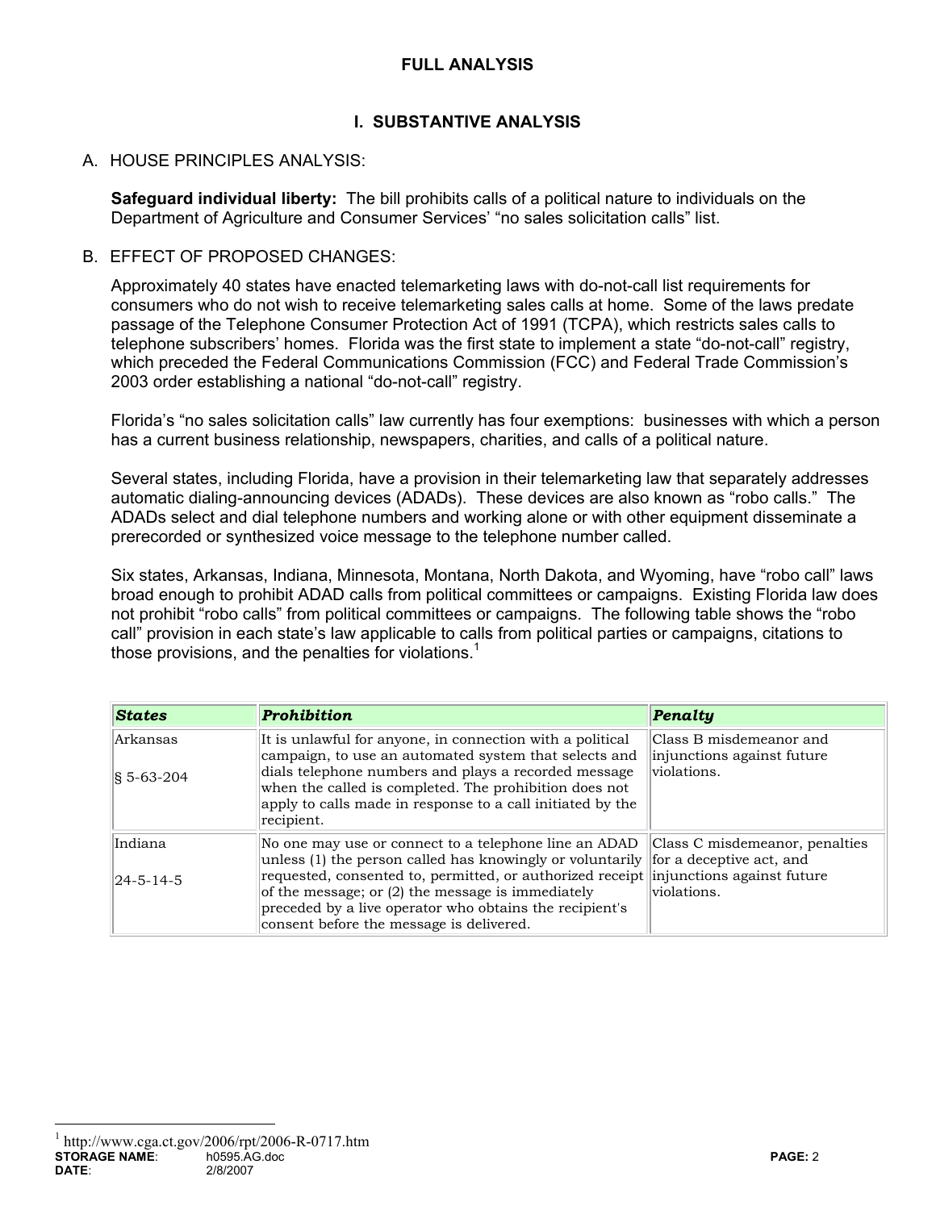## FULL ANALYSIS

## I. SUBSTANTIVE ANALYSIS

### A. HOUSE PRINCIPLES ANALYSIS:

**Safeguard individual liberty:** The bill prohibits calls of a political nature to individuals on the Department of Agriculture and Consumer Services' "no sales solicitation calls" list.

### B. EFFECT OF PROPOSED CHANGES:

Approximately 40 states have enacted telemarketing laws with do-not-call list requirements for consumers who do not wish to receive telemarketing sales calls at home. Some of the laws predate passage of the Telephone Consumer Protection Act of 1991 (TCPA), which restricts sales calls to telephone subscribers' homes. Florida was the first state to implement a state "do-not-call" registry, which preceded the Federal Communications Commission (FCC) and Federal Trade Commission's 2003 order establishing a national "do-not-call" registry.

Florida's "no sales solicitation calls" law currently has four exemptions: businesses with which a person has a current business relationship, newspapers, charities, and calls of a political nature.

Several states, including Florida, have a provision in their telemarketing law that separately addresses automatic dialing-announcing devices (ADADs). These devices are also known as "robo calls." The ADADs select and dial telephone numbers and working alone or with other equipment disseminate a prerecorded or synthesized voice message to the telephone number called.

Six states, Arkansas, Indiana, Minnesota, Montana, North Dakota, and Wyoming, have "robo call" laws broad enough to prohibit ADAD calls from political committees or campaigns. Existing Florida law does not prohibit "robo calls" from political committees or campaigns. The following table shows the "robo call" provision in each state's law applicable to calls from political parties or campaigns, citations to those provisions, and the penalties for violations.[1]

| ***States*** | ***Prohibition*** | ***Penalty*** |
|---|---|---|
| Arkansas<br><br>§ 5-63-204 | It is unlawful for anyone, in connection with a political campaign, to use an automated system that selects and dials telephone numbers and plays a recorded message when the called is completed. The prohibition does not apply to calls made in response to a call initiated by the recipient. | Class B misdemeanor and injunctions against future violations. |
| Indiana<br><br>24-5-14-5 | No one may use or connect to a telephone line an ADAD unless (1) the person called has knowingly or voluntarily requested, consented to, permitted, or authorized receipt of the message; or (2) the message is immediately preceded by a live operator who obtains the recipient's consent before the message is delivered. | Class C misdemeanor, penalties for a deceptive act, and injunctions against future violations. |

[1] http://www.cga.ct.gov/2006/rpt/2006-R-0717.htm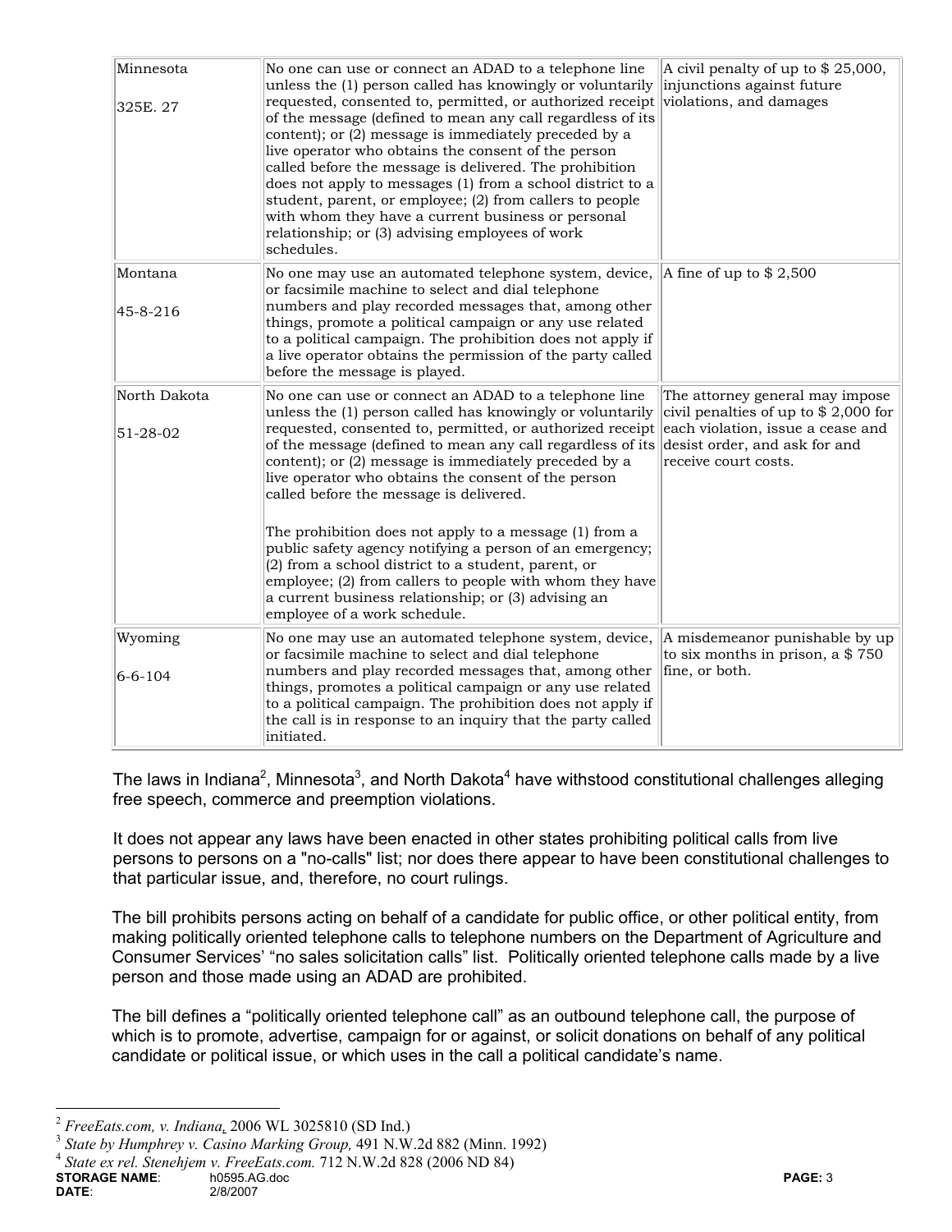| Minnesota<br><br>325E. 27 | No one can use or connect an ADAD to a telephone line unless the (1) person called has knowingly or voluntarily requested, consented to, permitted, or authorized receipt of the message (defined to mean any call regardless of its content); or (2) message is immediately preceded by a live operator who obtains the consent of the person called before the message is delivered. The prohibition does not apply to messages (1) from a school district to a student, parent, or employee; (2) from callers to people with whom they have a current business or personal relationship; or (3) advising employees of work schedules. | A civil penalty of up to $ 25,000, injunctions against future violations, and damages |
|---|---|---|
| Montana<br><br>45-8-216 | No one may use an automated telephone system, device, or facsimile machine to select and dial telephone numbers and play recorded messages that, among other things, promote a political campaign or any use related to a political campaign. The prohibition does not apply if a live operator obtains the permission of the party called before the message is played. | A fine of up to $ 2,500 |
| North Dakota<br><br>51-28-02 | No one can use or connect an ADAD to a telephone line unless the (1) person called has knowingly or voluntarily requested, consented to, permitted, or authorized receipt of the message (defined to mean any call regardless of its content); or (2) message is immediately preceded by a live operator who obtains the consent of the person called before the message is delivered.<br><br>The prohibition does not apply to a message (1) from a public safety agency notifying a person of an emergency; (2) from a school district to a student, parent, or employee; (2) from callers to people with whom they have a current business relationship; or (3) advising an employee of a work schedule. | The attorney general may impose civil penalties of up to $ 2,000 for each violation, issue a cease and desist order, and ask for and receive court costs. |
| Wyoming<br><br>6-6-104 | No one may use an automated telephone system, device, or facsimile machine to select and dial telephone numbers and play recorded messages that, among other things, promotes a political campaign or any use related to a political campaign. The prohibition does not apply if the call is in response to an inquiry that the party called initiated. | A misdemeanor punishable by up to six months in prison, a $ 750 fine, or both. |

The laws in Indiana[2], Minnesota[3], and North Dakota[4] have withstood constitutional challenges alleging free speech, commerce and preemption violations.

It does not appear any laws have been enacted in other states prohibiting political calls from live persons to persons on a "no-calls" list; nor does there appear to have been constitutional challenges to that particular issue, and, therefore, no court rulings.

The bill prohibits persons acting on behalf of a candidate for public office, or other political entity, from making politically oriented telephone calls to telephone numbers on the Department of Agriculture and Consumer Services' "no sales solicitation calls" list. Politically oriented telephone calls made by a live person and those made using an ADAD are prohibited.

The bill defines a "politically oriented telephone call" as an outbound telephone call, the purpose of which is to promote, advertise, campaign for or against, or solicit donations on behalf of any political candidate or political issue, or which uses in the call a political candidate's name.

---

[2] *FreeEats.com, v. Indiana*, 2006 WL 3025810 (SD Ind.)

[3] *State by Humphrey v. Casino Marking Group,* 491 N.W.2d 882 (Minn. 1992)

[4] *State ex rel. Stenehjem v. FreeEats.com.* 712 N.W.2d 828 (2006 ND 84)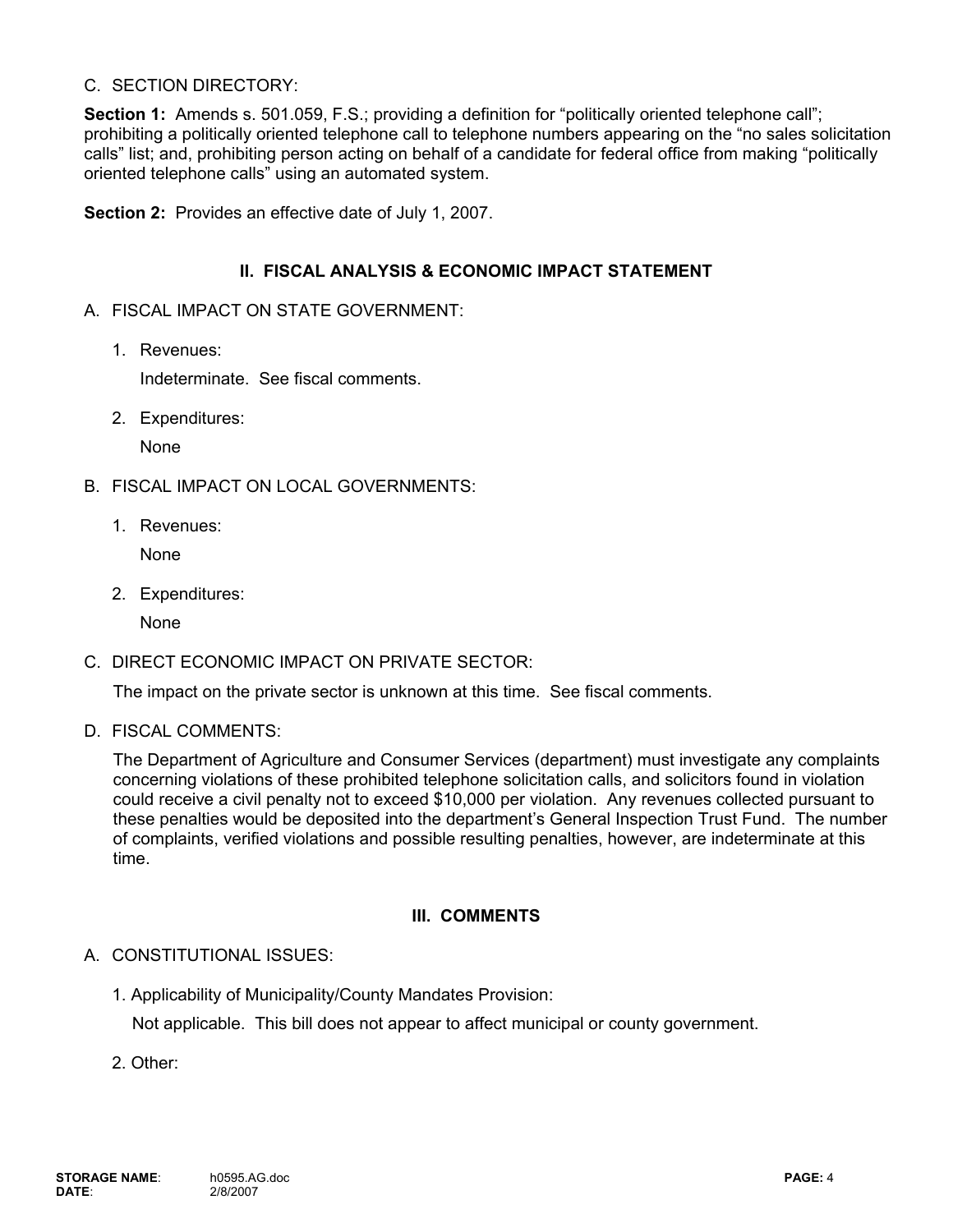C. SECTION DIRECTORY:

**Section 1:** Amends s. 501.059, F.S.; providing a definition for "politically oriented telephone call"; prohibiting a politically oriented telephone call to telephone numbers appearing on the "no sales solicitation calls" list; and, prohibiting person acting on behalf of a candidate for federal office from making "politically oriented telephone calls" using an automated system.

**Section 2:** Provides an effective date of July 1, 2007.

## II. FISCAL ANALYSIS & ECONOMIC IMPACT STATEMENT

A. FISCAL IMPACT ON STATE GOVERNMENT:

1. Revenues:

   Indeterminate. See fiscal comments.

2. Expenditures:

   None

B. FISCAL IMPACT ON LOCAL GOVERNMENTS:

1. Revenues:

   None

2. Expenditures:

   None

C. DIRECT ECONOMIC IMPACT ON PRIVATE SECTOR:

The impact on the private sector is unknown at this time. See fiscal comments.

D. FISCAL COMMENTS:

The Department of Agriculture and Consumer Services (department) must investigate any complaints concerning violations of these prohibited telephone solicitation calls, and solicitors found in violation could receive a civil penalty not to exceed $10,000 per violation. Any revenues collected pursuant to these penalties would be deposited into the department's General Inspection Trust Fund. The number of complaints, verified violations and possible resulting penalties, however, are indeterminate at this time.

## III. COMMENTS

A. CONSTITUTIONAL ISSUES:

1. Applicability of Municipality/County Mandates Provision:

   Not applicable. This bill does not appear to affect municipal or county government.

2. Other: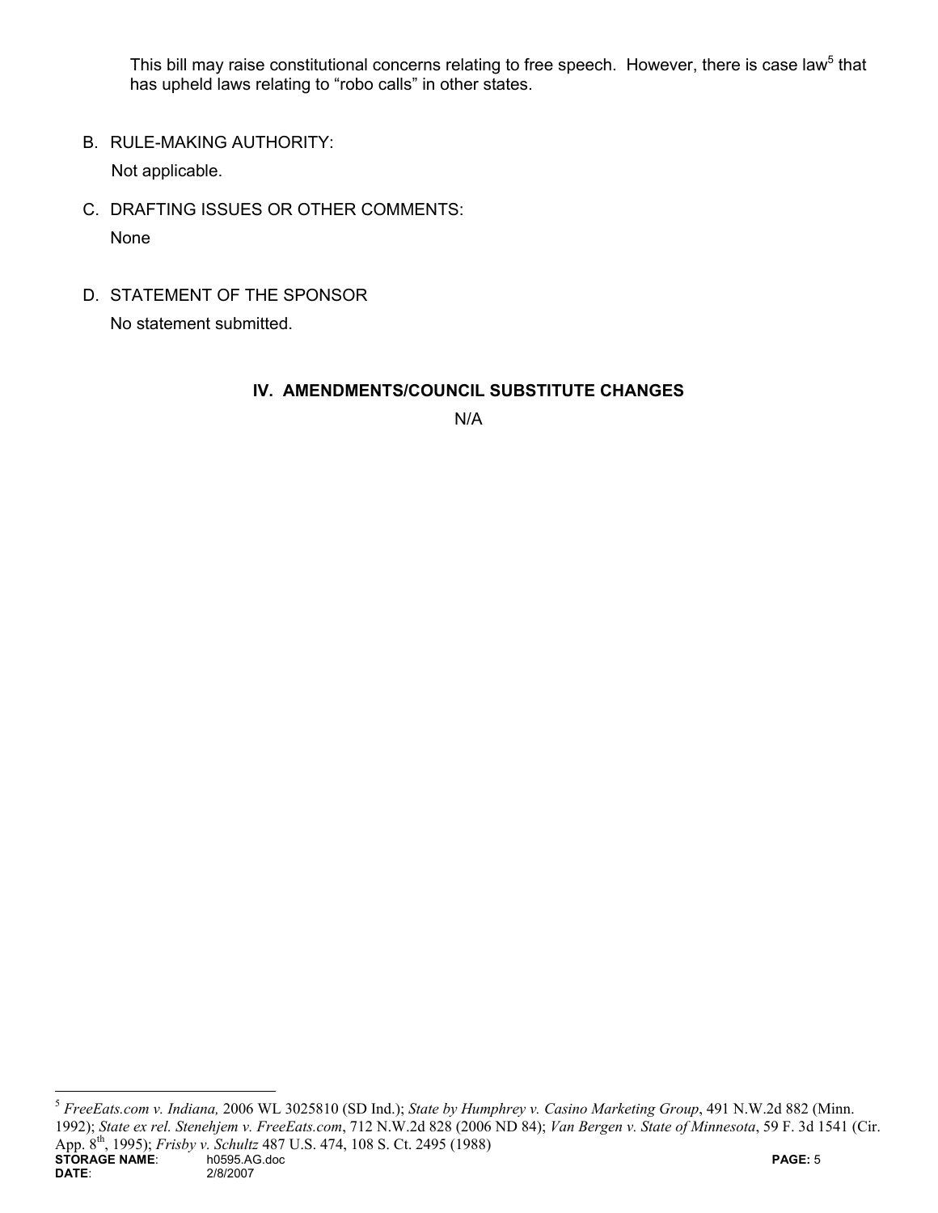This bill may raise constitutional concerns relating to free speech. However, there is case law[5] that has upheld laws relating to "robo calls" in other states.

B. RULE-MAKING AUTHORITY:

Not applicable.

C. DRAFTING ISSUES OR OTHER COMMENTS:

None

D. STATEMENT OF THE SPONSOR

No statement submitted.

## IV. AMENDMENTS/COUNCIL SUBSTITUTE CHANGES

N/A

---

[5] *FreeEats.com v. Indiana,* 2006 WL 3025810 (SD Ind.); *State by Humphrey v. Casino Marketing Group*, 491 N.W.2d 882 (Minn. 1992); *State ex rel. Stenehjem v. FreeEats.com*, 712 N.W.2d 828 (2006 ND 84); *Van Bergen v. State of Minnesota*, 59 F. 3d 1541 (Cir. App. 8th, 1995); *Frisby v. Schultz* 487 U.S. 474, 108 S. Ct. 2495 (1988)